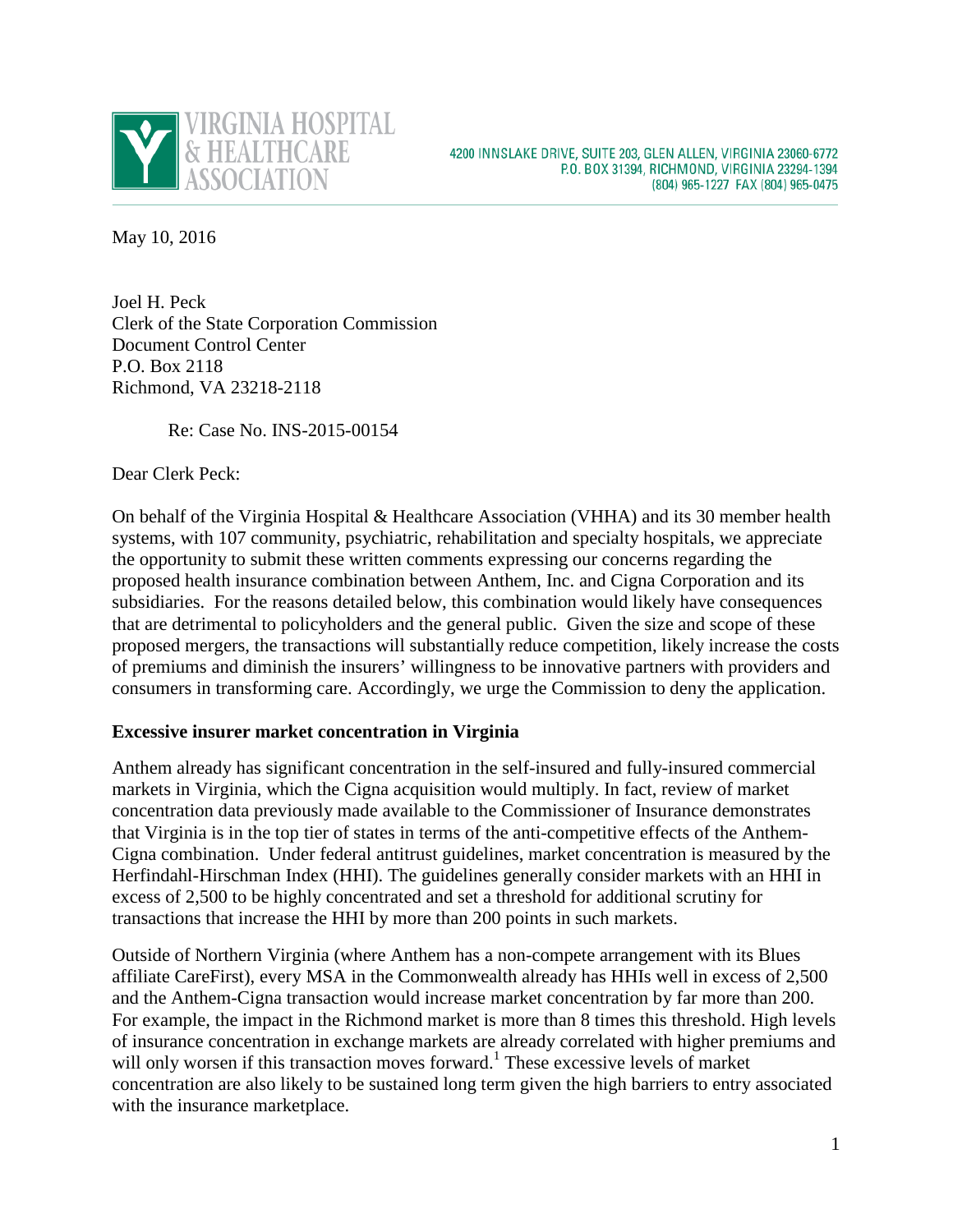VIRGINIA HOSPITAL & HEALTHCARE ASSOCIATION

4200 INNSLAKE DRIVE, SUITE 203, GLEN ALLEN, VIRGINIA 23060-6772
P.O. BOX 31394, RICHMOND, VIRGINIA 23294-1394
(804) 965-1227 FAX (804) 965-0475

May 10, 2016

Joel H. Peck
Clerk of the State Corporation Commission
Document Control Center
P.O. Box 2118
Richmond, VA 23218-2118

Re: Case No. INS-2015-00154

Dear Clerk Peck:

On behalf of the Virginia Hospital & Healthcare Association (VHHA) and its 30 member health systems, with 107 community, psychiatric, rehabilitation and specialty hospitals, we appreciate the opportunity to submit these written comments expressing our concerns regarding the proposed health insurance combination between Anthem, Inc. and Cigna Corporation and its subsidiaries. For the reasons detailed below, this combination would likely have consequences that are detrimental to policyholders and the general public. Given the size and scope of these proposed mergers, the transactions will substantially reduce competition, likely increase the costs of premiums and diminish the insurers' willingness to be innovative partners with providers and consumers in transforming care. Accordingly, we urge the Commission to deny the application.

**Excessive insurer market concentration in Virginia**

Anthem already has significant concentration in the self-insured and fully-insured commercial markets in Virginia, which the Cigna acquisition would multiply. In fact, review of market concentration data previously made available to the Commissioner of Insurance demonstrates that Virginia is in the top tier of states in terms of the anti-competitive effects of the Anthem-Cigna combination. Under federal antitrust guidelines, market concentration is measured by the Herfindahl-Hirschman Index (HHI). The guidelines generally consider markets with an HHI in excess of 2,500 to be highly concentrated and set a threshold for additional scrutiny for transactions that increase the HHI by more than 200 points in such markets.

Outside of Northern Virginia (where Anthem has a non-compete arrangement with its Blues affiliate CareFirst), every MSA in the Commonwealth already has HHIs well in excess of 2,500 and the Anthem-Cigna transaction would increase market concentration by far more than 200. For example, the impact in the Richmond market is more than 8 times this threshold. High levels of insurance concentration in exchange markets are already correlated with higher premiums and will only worsen if this transaction moves forward.[1] These excessive levels of market concentration are also likely to be sustained long term given the high barriers to entry associated with the insurance marketplace.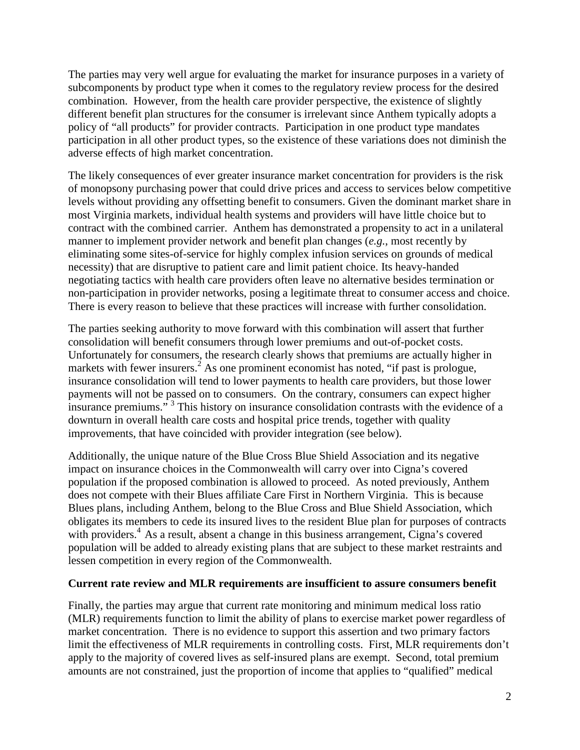The parties may very well argue for evaluating the market for insurance purposes in a variety of subcomponents by product type when it comes to the regulatory review process for the desired combination. However, from the health care provider perspective, the existence of slightly different benefit plan structures for the consumer is irrelevant since Anthem typically adopts a policy of "all products" for provider contracts. Participation in one product type mandates participation in all other product types, so the existence of these variations does not diminish the adverse effects of high market concentration.

The likely consequences of ever greater insurance market concentration for providers is the risk of monopsony purchasing power that could drive prices and access to services below competitive levels without providing any offsetting benefit to consumers. Given the dominant market share in most Virginia markets, individual health systems and providers will have little choice but to contract with the combined carrier. Anthem has demonstrated a propensity to act in a unilateral manner to implement provider network and benefit plan changes (*e.g.*, most recently by eliminating some sites-of-service for highly complex infusion services on grounds of medical necessity) that are disruptive to patient care and limit patient choice. Its heavy-handed negotiating tactics with health care providers often leave no alternative besides termination or non-participation in provider networks, posing a legitimate threat to consumer access and choice. There is every reason to believe that these practices will increase with further consolidation.

The parties seeking authority to move forward with this combination will assert that further consolidation will benefit consumers through lower premiums and out-of-pocket costs. Unfortunately for consumers, the research clearly shows that premiums are actually higher in markets with fewer insurers.[2] As one prominent economist has noted, "if past is prologue, insurance consolidation will tend to lower payments to health care providers, but those lower payments will not be passed on to consumers. On the contrary, consumers can expect higher insurance premiums."[3] This history on insurance consolidation contrasts with the evidence of a downturn in overall health care costs and hospital price trends, together with quality improvements, that have coincided with provider integration (see below).

Additionally, the unique nature of the Blue Cross Blue Shield Association and its negative impact on insurance choices in the Commonwealth will carry over into Cigna's covered population if the proposed combination is allowed to proceed. As noted previously, Anthem does not compete with their Blues affiliate Care First in Northern Virginia. This is because Blues plans, including Anthem, belong to the Blue Cross and Blue Shield Association, which obligates its members to cede its insured lives to the resident Blue plan for purposes of contracts with providers.[4] As a result, absent a change in this business arrangement, Cigna's covered population will be added to already existing plans that are subject to these market restraints and lessen competition in every region of the Commonwealth.

**Current rate review and MLR requirements are insufficient to assure consumers benefit**

Finally, the parties may argue that current rate monitoring and minimum medical loss ratio (MLR) requirements function to limit the ability of plans to exercise market power regardless of market concentration. There is no evidence to support this assertion and two primary factors limit the effectiveness of MLR requirements in controlling costs. First, MLR requirements don't apply to the majority of covered lives as self-insured plans are exempt. Second, total premium amounts are not constrained, just the proportion of income that applies to "qualified" medical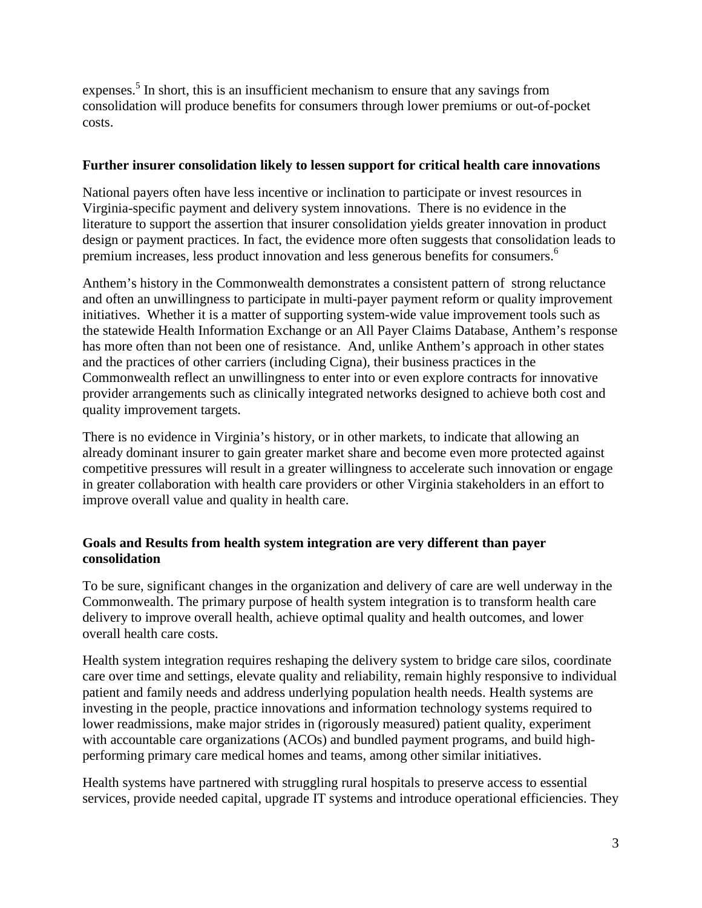expenses.[5] In short, this is an insufficient mechanism to ensure that any savings from consolidation will produce benefits for consumers through lower premiums or out-of-pocket costs.

**Further insurer consolidation likely to lessen support for critical health care innovations**

National payers often have less incentive or inclination to participate or invest resources in Virginia-specific payment and delivery system innovations. There is no evidence in the literature to support the assertion that insurer consolidation yields greater innovation in product design or payment practices. In fact, the evidence more often suggests that consolidation leads to premium increases, less product innovation and less generous benefits for consumers.[6]

Anthem's history in the Commonwealth demonstrates a consistent pattern of strong reluctance and often an unwillingness to participate in multi-payer payment reform or quality improvement initiatives. Whether it is a matter of supporting system-wide value improvement tools such as the statewide Health Information Exchange or an All Payer Claims Database, Anthem's response has more often than not been one of resistance. And, unlike Anthem's approach in other states and the practices of other carriers (including Cigna), their business practices in the Commonwealth reflect an unwillingness to enter into or even explore contracts for innovative provider arrangements such as clinically integrated networks designed to achieve both cost and quality improvement targets.

There is no evidence in Virginia's history, or in other markets, to indicate that allowing an already dominant insurer to gain greater market share and become even more protected against competitive pressures will result in a greater willingness to accelerate such innovation or engage in greater collaboration with health care providers or other Virginia stakeholders in an effort to improve overall value and quality in health care.

**Goals and Results from health system integration are very different than payer consolidation**

To be sure, significant changes in the organization and delivery of care are well underway in the Commonwealth. The primary purpose of health system integration is to transform health care delivery to improve overall health, achieve optimal quality and health outcomes, and lower overall health care costs.

Health system integration requires reshaping the delivery system to bridge care silos, coordinate care over time and settings, elevate quality and reliability, remain highly responsive to individual patient and family needs and address underlying population health needs. Health systems are investing in the people, practice innovations and information technology systems required to lower readmissions, make major strides in (rigorously measured) patient quality, experiment with accountable care organizations (ACOs) and bundled payment programs, and build high-performing primary care medical homes and teams, among other similar initiatives.

Health systems have partnered with struggling rural hospitals to preserve access to essential services, provide needed capital, upgrade IT systems and introduce operational efficiencies. They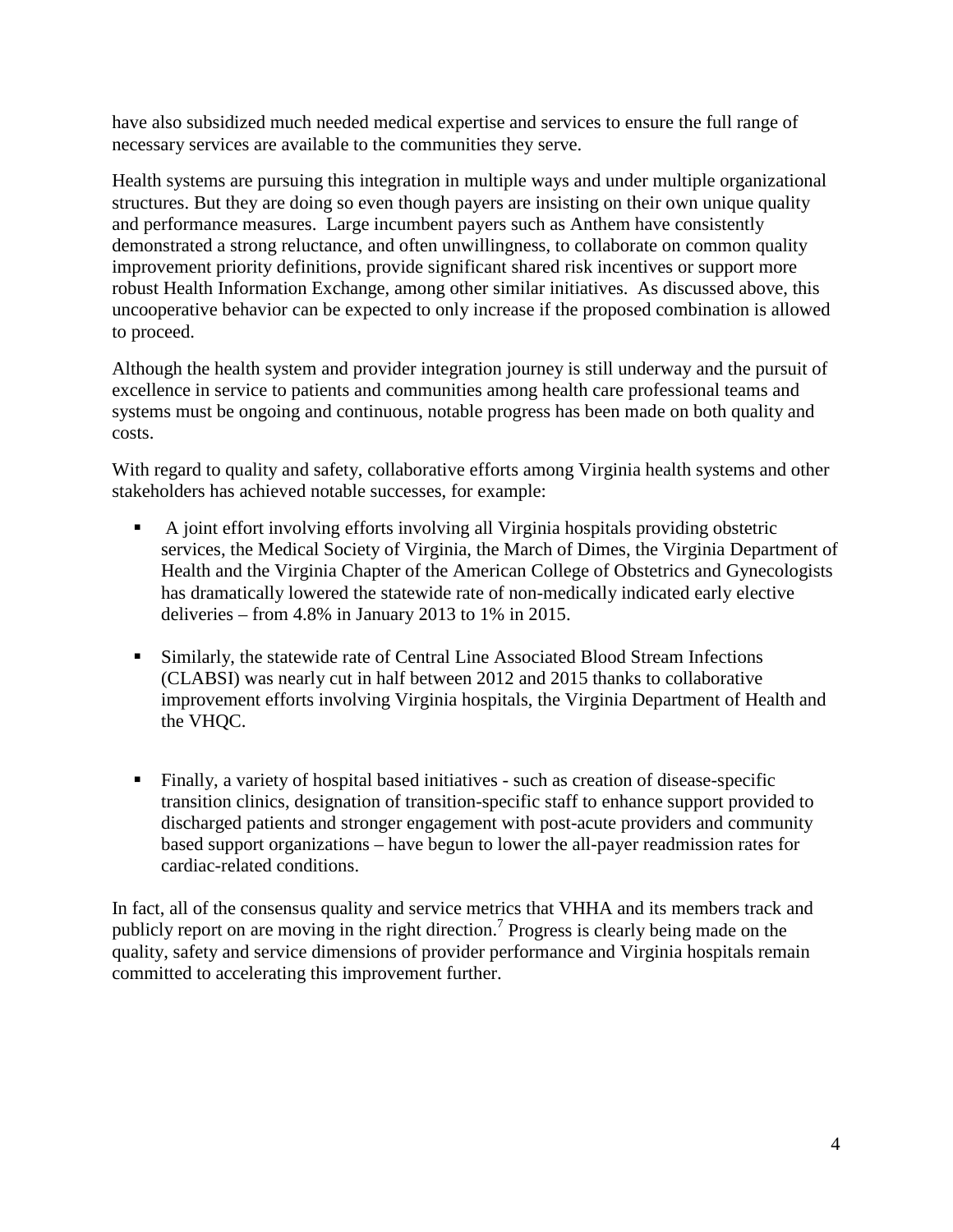have also subsidized much needed medical expertise and services to ensure the full range of necessary services are available to the communities they serve.

Health systems are pursuing this integration in multiple ways and under multiple organizational structures. But they are doing so even though payers are insisting on their own unique quality and performance measures. Large incumbent payers such as Anthem have consistently demonstrated a strong reluctance, and often unwillingness, to collaborate on common quality improvement priority definitions, provide significant shared risk incentives or support more robust Health Information Exchange, among other similar initiatives. As discussed above, this uncooperative behavior can be expected to only increase if the proposed combination is allowed to proceed.

Although the health system and provider integration journey is still underway and the pursuit of excellence in service to patients and communities among health care professional teams and systems must be ongoing and continuous, notable progress has been made on both quality and costs.

With regard to quality and safety, collaborative efforts among Virginia health systems and other stakeholders has achieved notable successes, for example:

- A joint effort involving efforts involving all Virginia hospitals providing obstetric services, the Medical Society of Virginia, the March of Dimes, the Virginia Department of Health and the Virginia Chapter of the American College of Obstetrics and Gynecologists has dramatically lowered the statewide rate of non-medically indicated early elective deliveries – from 4.8% in January 2013 to 1% in 2015.

- Similarly, the statewide rate of Central Line Associated Blood Stream Infections (CLABSI) was nearly cut in half between 2012 and 2015 thanks to collaborative improvement efforts involving Virginia hospitals, the Virginia Department of Health and the VHQC.

- Finally, a variety of hospital based initiatives - such as creation of disease-specific transition clinics, designation of transition-specific staff to enhance support provided to discharged patients and stronger engagement with post-acute providers and community based support organizations – have begun to lower the all-payer readmission rates for cardiac-related conditions.

In fact, all of the consensus quality and service metrics that VHHA and its members track and publicly report on are moving in the right direction.[7] Progress is clearly being made on the quality, safety and service dimensions of provider performance and Virginia hospitals remain committed to accelerating this improvement further.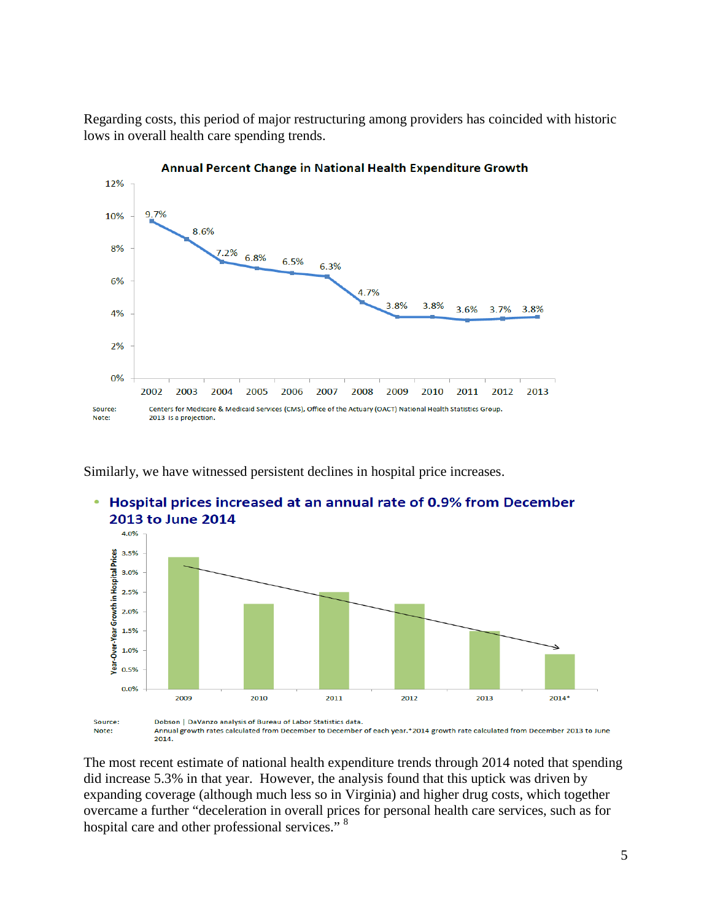Regarding costs, this period of major restructuring among providers has coincided with historic lows in overall health care spending trends.

**Annual Percent Change in National Health Expenditure Growth**

| Year | Percent Change |
|---|---|
| 2002 | 9.7% |
| 2003 | 8.6% |
| 2004 | 7.2% |
| 2005 | 6.8% |
| 2006 | 6.5% |
| 2007 | 6.3% |
| 2008 | 4.7% |
| 2009 | 3.8% |
| 2010 | 3.8% |
| 2011 | 3.6% |
| 2012 | 3.7% |
| 2013 | 3.8% |

Source: Centers for Medicare & Medicaid Services (CMS), Office of the Actuary (OACT) National Health Statistics Group.
Note: 2013 is a projection.

Similarly, we have witnessed persistent declines in hospital price increases.

- **Hospital prices increased at an annual rate of 0.9% from December 2013 to June 2014**

Source: Dobson | DaVanzo analysis of Bureau of Labor Statistics data.
Note: Annual growth rates calculated from December to December of each year.*2014 growth rate calculated from December 2013 to June 2014.

The most recent estimate of national health expenditure trends through 2014 noted that spending did increase 5.3% in that year. However, the analysis found that this uptick was driven by expanding coverage (although much less so in Virginia) and higher drug costs, which together overcame a further "deceleration in overall prices for personal health care services, such as for hospital care and other professional services." [8]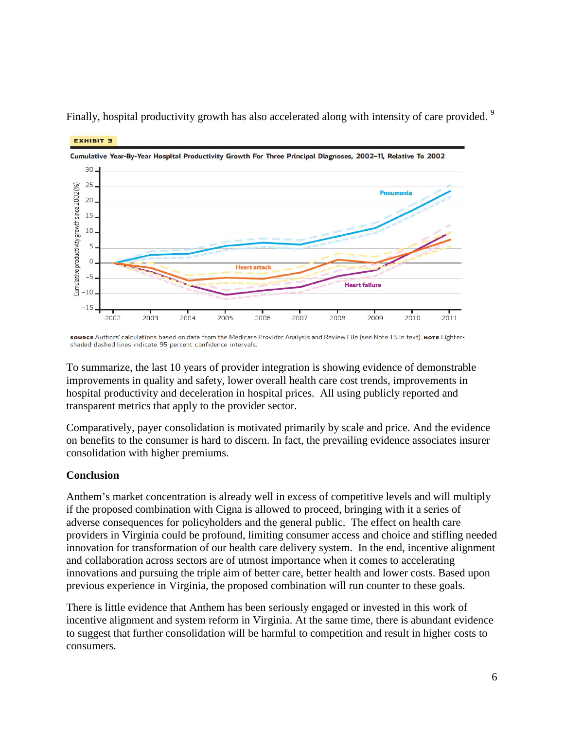Finally, hospital productivity growth has also accelerated along with intensity of care provided. [9]

EXHIBIT 3

**Cumulative Year-By-Year Hospital Productivity Growth For Three Principal Diagnoses, 2002–11, Relative To 2002**

SOURCE Authors' calculations based on data from the Medicare Provider Analysis and Review File (see Note 15 in text). NOTE Lighter-shaded dashed lines indicate 95 percent confidence intervals.

To summarize, the last 10 years of provider integration is showing evidence of demonstrable improvements in quality and safety, lower overall health care cost trends, improvements in hospital productivity and deceleration in hospital prices. All using publicly reported and transparent metrics that apply to the provider sector.

Comparatively, payer consolidation is motivated primarily by scale and price. And the evidence on benefits to the consumer is hard to discern. In fact, the prevailing evidence associates insurer consolidation with higher premiums.

**Conclusion**

Anthem's market concentration is already well in excess of competitive levels and will multiply if the proposed combination with Cigna is allowed to proceed, bringing with it a series of adverse consequences for policyholders and the general public. The effect on health care providers in Virginia could be profound, limiting consumer access and choice and stifling needed innovation for transformation of our health care delivery system. In the end, incentive alignment and collaboration across sectors are of utmost importance when it comes to accelerating innovations and pursuing the triple aim of better care, better health and lower costs. Based upon previous experience in Virginia, the proposed combination will run counter to these goals.

There is little evidence that Anthem has been seriously engaged or invested in this work of incentive alignment and system reform in Virginia. At the same time, there is abundant evidence to suggest that further consolidation will be harmful to competition and result in higher costs to consumers.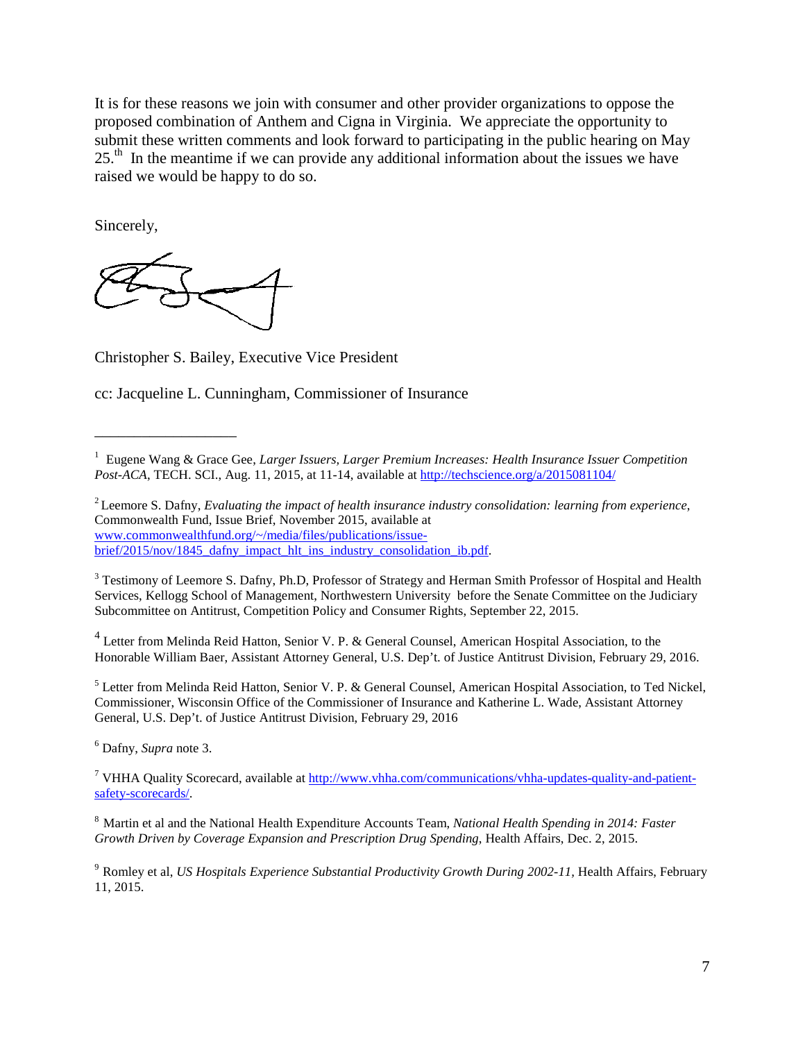It is for these reasons we join with consumer and other provider organizations to oppose the proposed combination of Anthem and Cigna in Virginia. We appreciate the opportunity to submit these written comments and look forward to participating in the public hearing on May 25.th In the meantime if we can provide any additional information about the issues we have raised we would be happy to do so.

Sincerely,

Christopher S. Bailey, Executive Vice President

cc: Jacqueline L. Cunningham, Commissioner of Insurance

---

[1] Eugene Wang & Grace Gee, *Larger Issuers, Larger Premium Increases: Health Insurance Issuer Competition Post-ACA*, TECH. SCI., Aug. 11, 2015, at 11-14, available at http://techscience.org/a/2015081104/

[2] Leemore S. Dafny, *Evaluating the impact of health insurance industry consolidation: learning from experience*, Commonwealth Fund, Issue Brief, November 2015, available at www.commonwealthfund.org/~/media/files/publications/issue-brief/2015/nov/1845_dafny_impact_hlt_ins_industry_consolidation_ib.pdf.

[3] Testimony of Leemore S. Dafny, Ph.D, Professor of Strategy and Herman Smith Professor of Hospital and Health Services, Kellogg School of Management, Northwestern University before the Senate Committee on the Judiciary Subcommittee on Antitrust, Competition Policy and Consumer Rights, September 22, 2015.

[4] Letter from Melinda Reid Hatton, Senior V. P. & General Counsel, American Hospital Association, to the Honorable William Baer, Assistant Attorney General, U.S. Dep't. of Justice Antitrust Division, February 29, 2016.

[5] Letter from Melinda Reid Hatton, Senior V. P. & General Counsel, American Hospital Association, to Ted Nickel, Commissioner, Wisconsin Office of the Commissioner of Insurance and Katherine L. Wade, Assistant Attorney General, U.S. Dep't. of Justice Antitrust Division, February 29, 2016

[6] Dafny, *Supra* note 3.

[7] VHHA Quality Scorecard, available at http://www.vhha.com/communications/vhha-updates-quality-and-patient-safety-scorecards/.

[8] Martin et al and the National Health Expenditure Accounts Team, *National Health Spending in 2014: Faster Growth Driven by Coverage Expansion and Prescription Drug Spending*, Health Affairs, Dec. 2, 2015.

[9] Romley et al, *US Hospitals Experience Substantial Productivity Growth During 2002-11*, Health Affairs, February 11, 2015.